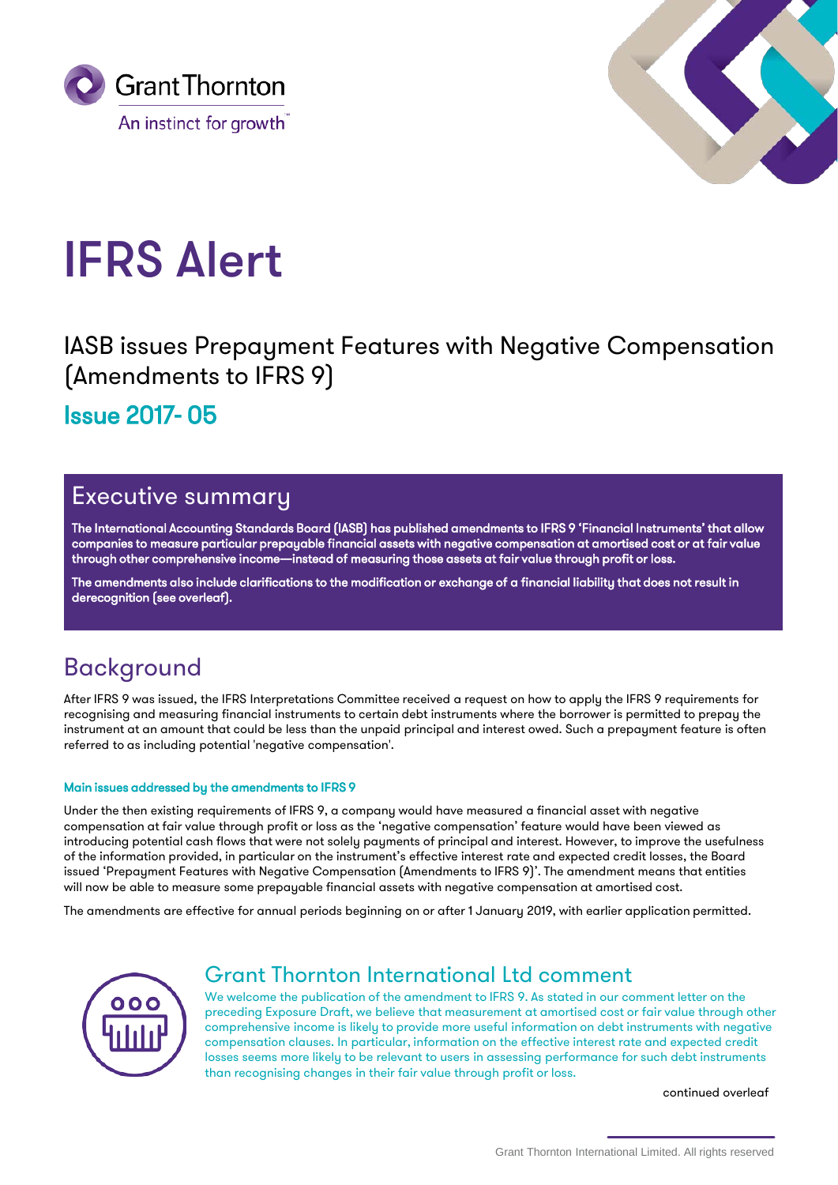Grant Thornton
An instinct for growth™

# IFRS Alert

## IASB issues Prepayment Features with Negative Compensation (Amendments to IFRS 9)

### Issue 2017- 05

## Executive summary

**The International Accounting Standards Board (IASB) has published amendments to IFRS 9 'Financial Instruments' that allow companies to measure particular prepayable financial assets with negative compensation at amortised cost or at fair value through other comprehensive income—instead of measuring those assets at fair value through profit or loss.**

**The amendments also include clarifications to the modification or exchange of a financial liability that does not result in derecognition (see overleaf).**

## Background

After IFRS 9 was issued, the IFRS Interpretations Committee received a request on how to apply the IFRS 9 requirements for recognising and measuring financial instruments to certain debt instruments where the borrower is permitted to prepay the instrument at an amount that could be less than the unpaid principal and interest owed. Such a prepayment feature is often referred to as including potential 'negative compensation'.

#### Main issues addressed by the amendments to IFRS 9

Under the then existing requirements of IFRS 9, a company would have measured a financial asset with negative compensation at fair value through profit or loss as the 'negative compensation' feature would have been viewed as introducing potential cash flows that were not solely payments of principal and interest. However, to improve the usefulness of the information provided, in particular on the instrument's effective interest rate and expected credit losses, the Board issued 'Prepayment Features with Negative Compensation (Amendments to IFRS 9)'. The amendment means that entities will now be able to measure some prepayable financial assets with negative compensation at amortised cost.

The amendments are effective for annual periods beginning on or after 1 January 2019, with earlier application permitted.

## Grant Thornton International Ltd comment

We welcome the publication of the amendment to IFRS 9. As stated in our comment letter on the preceding Exposure Draft, we believe that measurement at amortised cost or fair value through other comprehensive income is likely to provide more useful information on debt instruments with negative compensation clauses. In particular, information on the effective interest rate and expected credit losses seems more likely to be relevant to users in assessing performance for such debt instruments than recognising changes in their fair value through profit or loss.

continued overleaf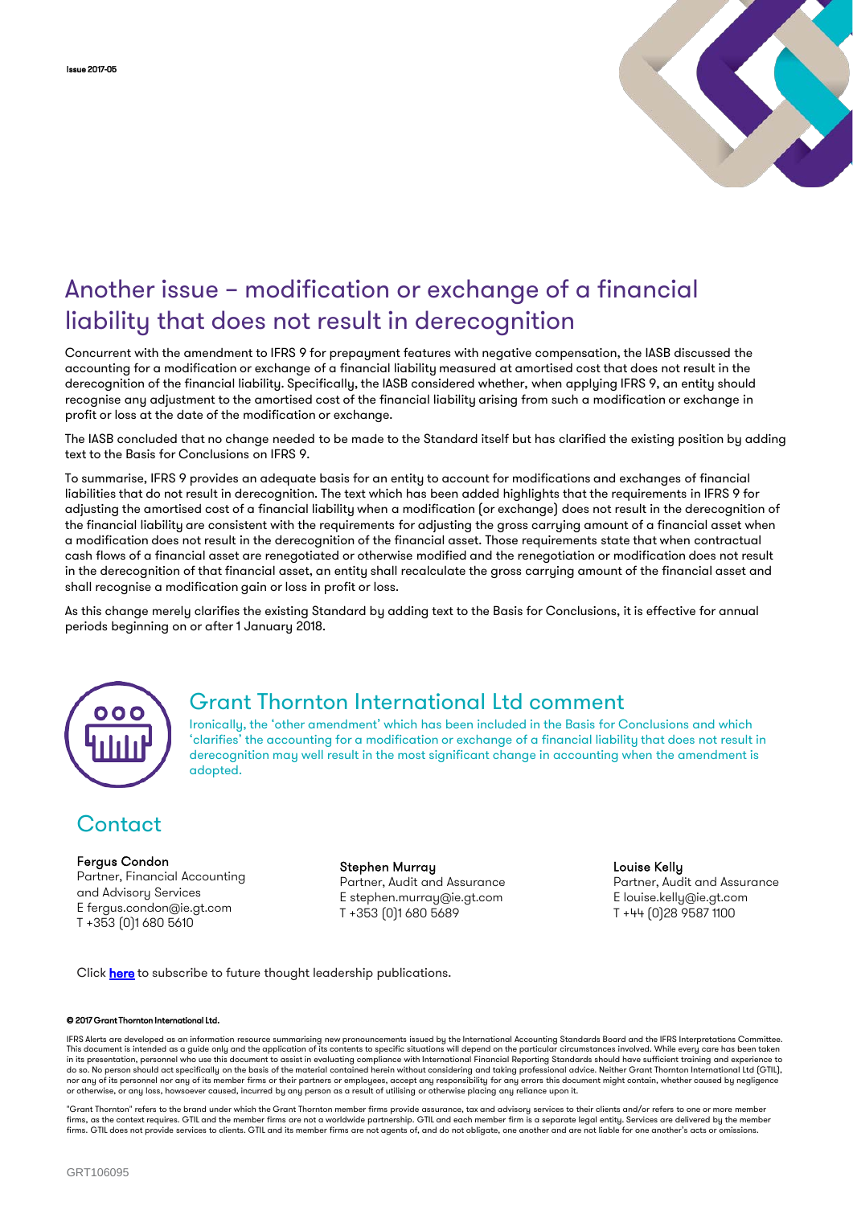## Another issue – modification or exchange of a financial liability that does not result in derecognition

Concurrent with the amendment to IFRS 9 for prepayment features with negative compensation, the IASB discussed the accounting for a modification or exchange of a financial liability measured at amortised cost that does not result in the derecognition of the financial liability. Specifically, the IASB considered whether, when applying IFRS 9, an entity should recognise any adjustment to the amortised cost of the financial liability arising from such a modification or exchange in profit or loss at the date of the modification or exchange.

The IASB concluded that no change needed to be made to the Standard itself but has clarified the existing position by adding text to the Basis for Conclusions on IFRS 9.

To summarise, IFRS 9 provides an adequate basis for an entity to account for modifications and exchanges of financial liabilities that do not result in derecognition. The text which has been added highlights that the requirements in IFRS 9 for adjusting the amortised cost of a financial liability when a modification (or exchange) does not result in the derecognition of the financial liability are consistent with the requirements for adjusting the gross carrying amount of a financial asset when a modification does not result in the derecognition of the financial asset. Those requirements state that when contractual cash flows of a financial asset are renegotiated or otherwise modified and the renegotiation or modification does not result in the derecognition of that financial asset, an entity shall recalculate the gross carrying amount of the financial asset and shall recognise a modification gain or loss in profit or loss.

As this change merely clarifies the existing Standard by adding text to the Basis for Conclusions, it is effective for annual periods beginning on or after 1 January 2018.

### Grant Thornton International Ltd comment

Ironically, the 'other amendment' which has been included in the Basis for Conclusions and which 'clarifies' the accounting for a modification or exchange of a financial liability that does not result in derecognition may well result in the most significant change in accounting when the amendment is adopted.

## Contact

**Fergus Condon**
Partner, Financial Accounting and Advisory Services
E fergus.condon@ie.gt.com
T +353 (0)1 680 5610

**Stephen Murray**
Partner, Audit and Assurance
E stephen.murray@ie.gt.com
T +353 (0)1 680 5689

**Louise Kelly**
Partner, Audit and Assurance
E louise.kelly@ie.gt.com
T +44 (0)28 9587 1100

Click **here** to subscribe to future thought leadership publications.

**© 2017 Grant Thornton International Ltd.**

IFRS Alerts are developed as an information resource summarising new pronouncements issued by the International Accounting Standards Board and the IFRS Interpretations Committee. This document is intended as a guide only and the application of its contents to specific situations will depend on the particular circumstances involved. While every care has been taken in its presentation, personnel who use this document to assist in evaluating compliance with International Financial Reporting Standards should have sufficient training and experience to do so. No person should act specifically on the basis of the material contained herein without considering and taking professional advice. Neither Grant Thornton International Ltd (GTIL), nor any of its personnel nor any of its member firms or their partners or employees, accept any responsibility for any errors this document might contain, whether caused by negligence or otherwise, or any loss, howsoever caused, incurred by any person as a result of utilising or otherwise placing any reliance upon it.

"Grant Thornton" refers to the brand under which the Grant Thornton member firms provide assurance, tax and advisory services to their clients and/or refers to one or more member firms, as the context requires. GTIL and the member firms are not a worldwide partnership. GTIL and each member firm is a separate legal entity. Services are delivered by the member firms. GTIL does not provide services to clients. GTIL and its member firms are not agents of, and do not obligate, one another and are not liable for one another's acts or omissions.

GRT106095